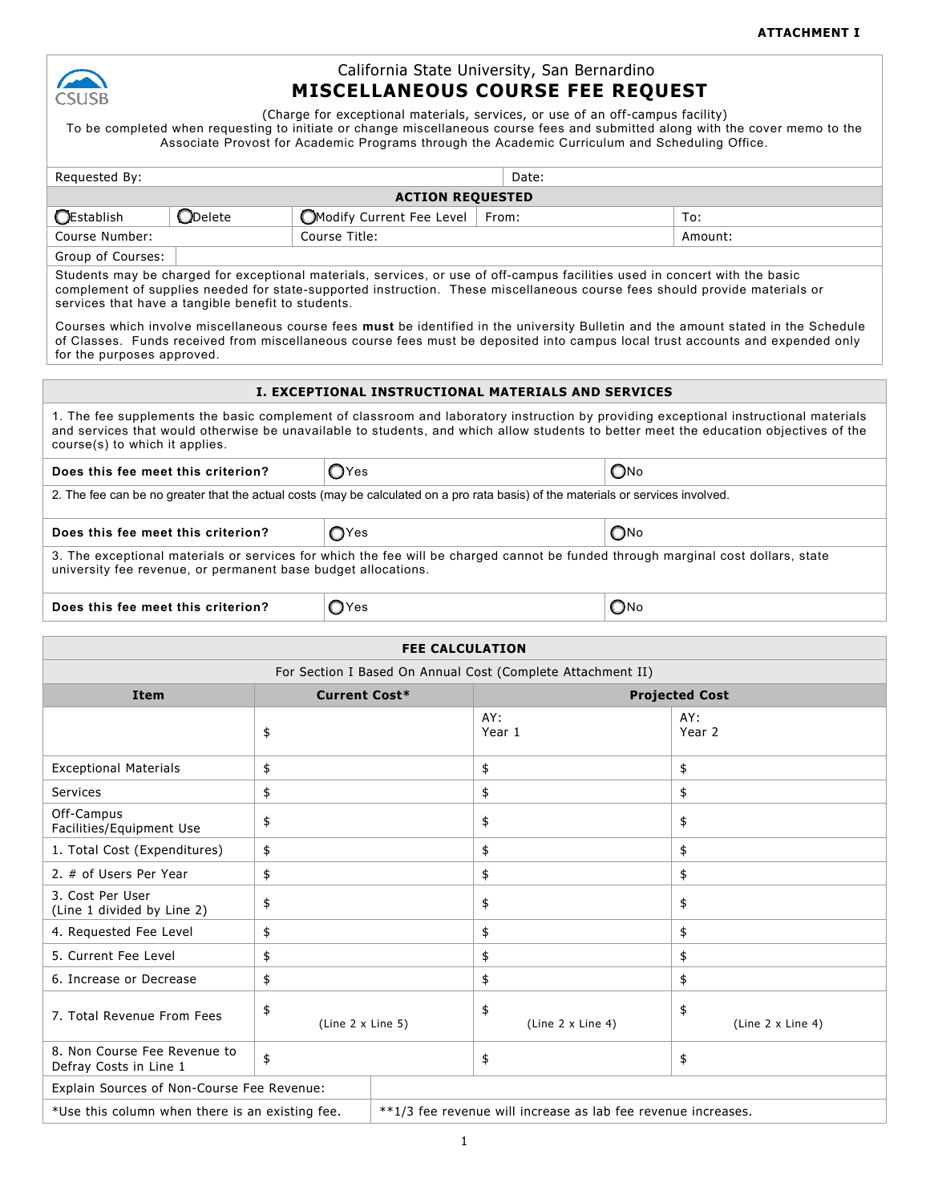ATTACHMENT I

California State University, San Bernardino

# MISCELLANEOUS COURSE FEE REQUEST

(Charge for exceptional materials, services, or use of an off-campus facility)
To be completed when requesting to initiate or change miscellaneous course fees and submitted along with the cover memo to the Associate Provost for Academic Programs through the Academic Curriculum and Scheduling Office.

| Requested By: | | | Date: | |
|---|---|---|---|---|
| **ACTION REQUESTED** | | | | |
| ◯ Establish | ◯ Delete | ◯ Modify Current Fee Level | From: | To: |
| Course Number: | | Course Title: | | Amount: |
| Group of Courses: | | | | |

Students may be charged for exceptional materials, services, or use of off-campus facilities used in concert with the basic complement of supplies needed for state-supported instruction. These miscellaneous course fees should provide materials or services that have a tangible benefit to students.

Courses which involve miscellaneous course fees **must** be identified in the university Bulletin and the amount stated in the Schedule of Classes. Funds received from miscellaneous course fees must be deposited into campus local trust accounts and expended only for the purposes approved.

## I. EXCEPTIONAL INSTRUCTIONAL MATERIALS AND SERVICES

1. The fee supplements the basic complement of classroom and laboratory instruction by providing exceptional instructional materials and services that would otherwise be unavailable to students, and which allow students to better meet the education objectives of the course(s) to which it applies.

| **Does this fee meet this criterion?** | ◯ Yes | ◯ No |
|---|---|---|

2. The fee can be no greater that the actual costs (may be calculated on a pro rata basis) of the materials or services involved.

| **Does this fee meet this criterion?** | ◯ Yes | ◯ No |
|---|---|---|

3. The exceptional materials or services for which the fee will be charged cannot be funded through marginal cost dollars, state university fee revenue, or permanent base budget allocations.

| **Does this fee meet this criterion?** | ◯ Yes | ◯ No |
|---|---|---|

## FEE CALCULATION

For Section I Based On Annual Cost (Complete Attachment II)

| Item | Current Cost* | Projected Cost | |
|---|---|---|---|
| | $ | AY: Year 1 | AY: Year 2 |
| Exceptional Materials | $ | $ | $ |
| Services | $ | $ | $ |
| Off-Campus Facilities/Equipment Use | $ | $ | $ |
| 1. Total Cost (Expenditures) | $ | $ | $ |
| 2. # of Users Per Year | $ | $ | $ |
| 3. Cost Per User (Line 1 divided by Line 2) | $ | $ | $ |
| 4. Requested Fee Level | $ | $ | $ |
| 5. Current Fee Level | $ | $ | $ |
| 6. Increase or Decrease | $ | $ | $ |
| 7. Total Revenue From Fees | $ (Line 2 x Line 5) | $ (Line 2 x Line 4) | $ (Line 2 x Line 4) |
| 8. Non Course Fee Revenue to Defray Costs in Line 1 | $ | $ | $ |
| Explain Sources of Non-Course Fee Revenue: | | | |
| *Use this column when there is an existing fee. | **1/3 fee revenue will increase as lab fee revenue increases. | | |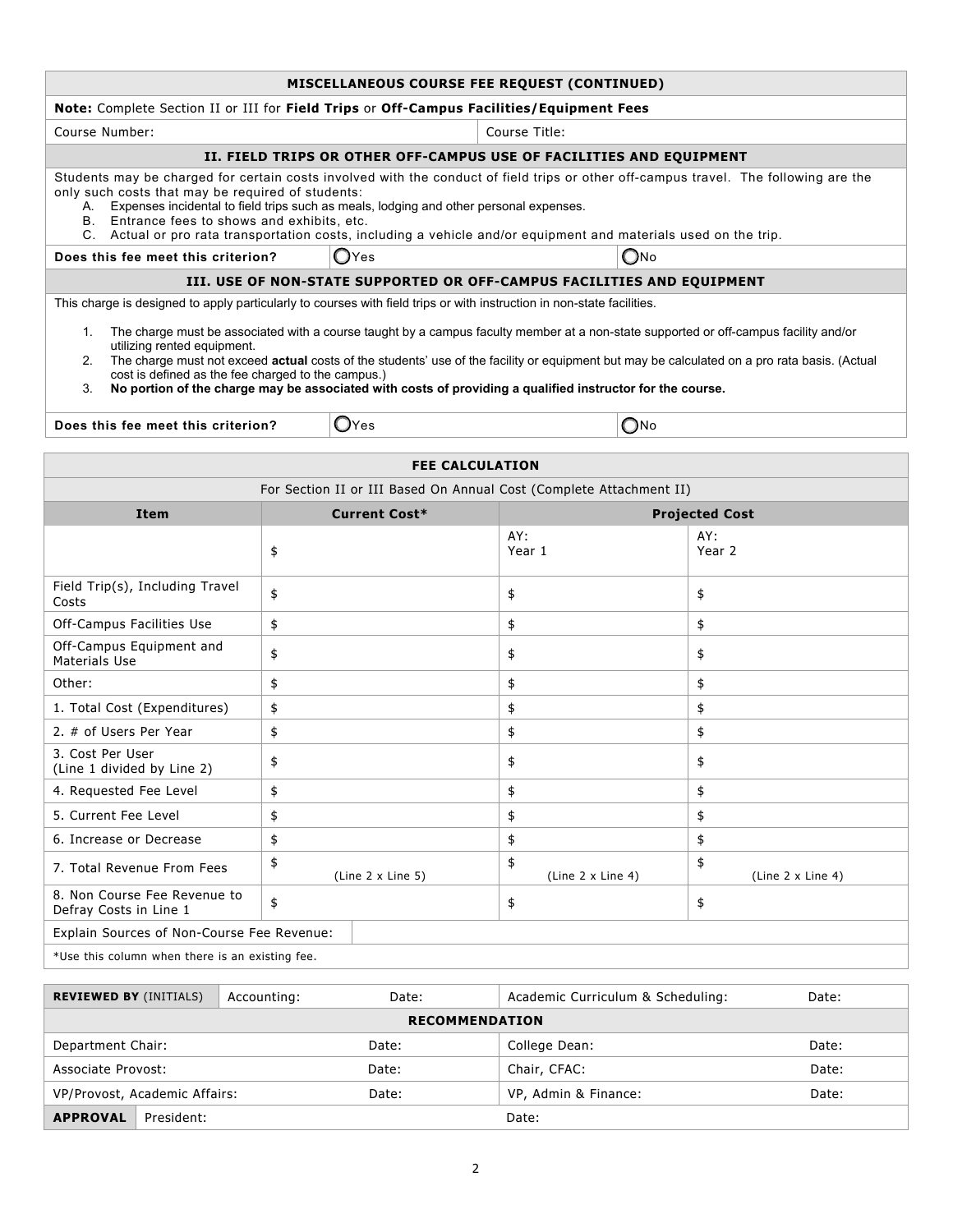## MISCELLANEOUS COURSE FEE REQUEST (CONTINUED)

**Note:** Complete Section II or III for **Field Trips** or **Off-Campus Facilities/Equipment Fees**

| Course Number: | Course Title: |
|---|---|

### II. FIELD TRIPS OR OTHER OFF-CAMPUS USE OF FACILITIES AND EQUIPMENT

Students may be charged for certain costs involved with the conduct of field trips or other off-campus travel. The following are the only such costs that may be required of students:

A. Expenses incidental to field trips such as meals, lodging and other personal expenses.
B. Entrance fees to shows and exhibits, etc.
C. Actual or pro rata transportation costs, including a vehicle and/or equipment and materials used on the trip.

| **Does this fee meet this criterion?** | ◯ Yes | ◯ No |
|---|---|---|

### III. USE OF NON-STATE SUPPORTED OR OFF-CAMPUS FACILITIES AND EQUIPMENT

This charge is designed to apply particularly to courses with field trips or with instruction in non-state facilities.

1. The charge must be associated with a course taught by a campus faculty member at a non-state supported or off-campus facility and/or utilizing rented equipment.
2. The charge must not exceed **actual** costs of the students' use of the facility or equipment but may be calculated on a pro rata basis. (Actual cost is defined as the fee charged to the campus.)
3. **No portion of the charge may be associated with costs of providing a qualified instructor for the course.**

| **Does this fee meet this criterion?** | ◯ Yes | ◯ No |
|---|---|---|

## FEE CALCULATION

For Section II or III Based On Annual Cost (Complete Attachment II)

| Item | Current Cost* | Projected Cost | |
|---|---|---|---|
| | $ | AY: Year 1 | AY: Year 2 |
| Field Trip(s), Including Travel Costs | $ | $ | $ |
| Off-Campus Facilities Use | $ | $ | $ |
| Off-Campus Equipment and Materials Use | $ | $ | $ |
| Other: | $ | $ | $ |
| 1. Total Cost (Expenditures) | $ | $ | $ |
| 2. # of Users Per Year | $ | $ | $ |
| 3. Cost Per User (Line 1 divided by Line 2) | $ | $ | $ |
| 4. Requested Fee Level | $ | $ | $ |
| 5. Current Fee Level | $ | $ | $ |
| 6. Increase or Decrease | $ | $ | $ |
| 7. Total Revenue From Fees | $ (Line 2 x Line 5) | $ (Line 2 x Line 4) | $ (Line 2 x Line 4) |
| 8. Non Course Fee Revenue to Defray Costs in Line 1 | $ | $ | $ |
| Explain Sources of Non-Course Fee Revenue: | | | |

*Use this column when there is an existing fee.

| **REVIEWED BY** (INITIALS) | Accounting: | Date: | Academic Curriculum & Scheduling: | Date: |
|---|---|---|---|---|

**RECOMMENDATION**

| | | | |
|---|---|---|---|
| Department Chair: | Date: | College Dean: | Date: |
| Associate Provost: | Date: | Chair, CFAC: | Date: |
| VP/Provost, Academic Affairs: | Date: | VP, Admin & Finance: | Date: |

| **APPROVAL** | President: | Date: |
|---|---|---|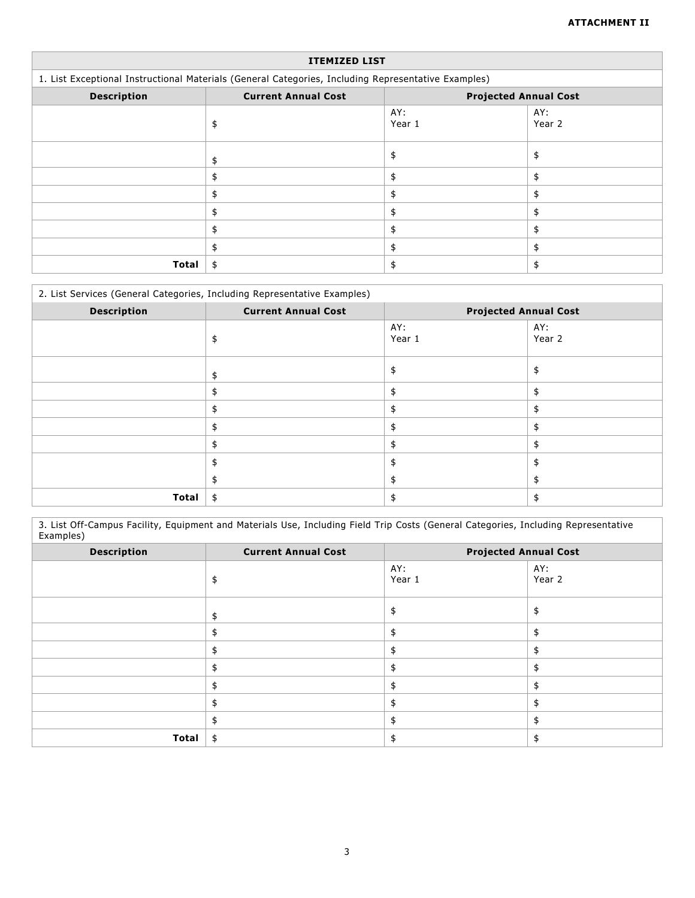**ATTACHMENT II**

| ITEMIZED LIST | | | |
|---|---|---|---|
| 1. List Exceptional Instructional Materials (General Categories, Including Representative Examples) | | | |
| **Description** | **Current Annual Cost** | **Projected Annual Cost** | |
| | $ | AY: Year 1 | AY: Year 2 |
| | $ | $ | $ |
| | $ | $ | $ |
| | $ | $ | $ |
| | $ | $ | $ |
| | $ | $ | $ |
| | $ | $ | $ |
| **Total** | $ | $ | $ |

| 2. List Services (General Categories, Including Representative Examples) | | | |
|---|---|---|---|
| **Description** | **Current Annual Cost** | **Projected Annual Cost** | |
| | $ | AY: Year 1 | AY: Year 2 |
| | $ | $ | $ |
| | $ | $ | $ |
| | $ | $ | $ |
| | $ | $ | $ |
| | $ | $ | $ |
| | $ | $ | $ |
| | $ | $ | $ |
| **Total** | $ | $ | $ |

| 3. List Off-Campus Facility, Equipment and Materials Use, Including Field Trip Costs (General Categories, Including Representative Examples) | | | |
|---|---|---|---|
| **Description** | **Current Annual Cost** | **Projected Annual Cost** | |
| | $ | AY: Year 1 | AY: Year 2 |
| | $ | $ | $ |
| | $ | $ | $ |
| | $ | $ | $ |
| | $ | $ | $ |
| | $ | $ | $ |
| | $ | $ | $ |
| | $ | $ | $ |
| **Total** | $ | $ | $ |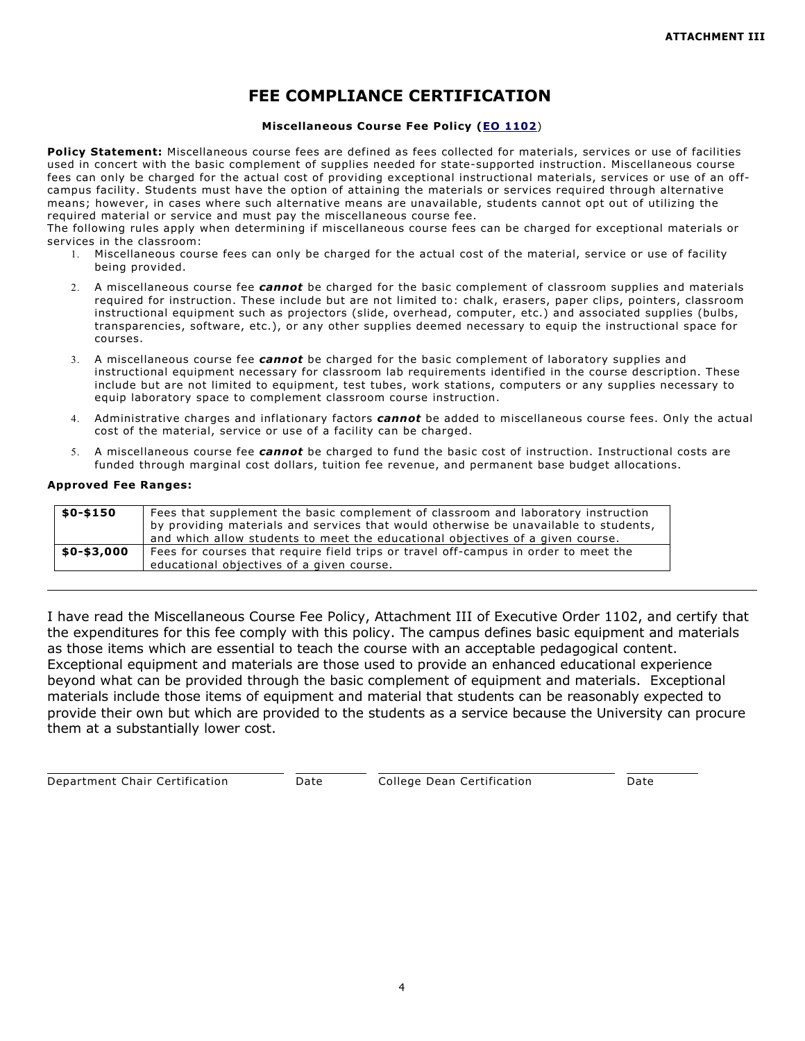**ATTACHMENT III**

# FEE COMPLIANCE CERTIFICATION

**Miscellaneous Course Fee Policy ([EO 1102](EO 1102))**

**Policy Statement:** Miscellaneous course fees are defined as fees collected for materials, services or use of facilities used in concert with the basic complement of supplies needed for state-supported instruction. Miscellaneous course fees can only be charged for the actual cost of providing exceptional instructional materials, services or use of an off-campus facility. Students must have the option of attaining the materials or services required through alternative means; however, in cases where such alternative means are unavailable, students cannot opt out of utilizing the required material or service and must pay the miscellaneous course fee.
The following rules apply when determining if miscellaneous course fees can be charged for exceptional materials or services in the classroom:

1. Miscellaneous course fees can only be charged for the actual cost of the material, service or use of facility being provided.
2. A miscellaneous course fee ***cannot*** be charged for the basic complement of classroom supplies and materials required for instruction. These include but are not limited to: chalk, erasers, paper clips, pointers, classroom instructional equipment such as projectors (slide, overhead, computer, etc.) and associated supplies (bulbs, transparencies, software, etc.), or any other supplies deemed necessary to equip the instructional space for courses.
3. A miscellaneous course fee ***cannot*** be charged for the basic complement of laboratory supplies and instructional equipment necessary for classroom lab requirements identified in the course description. These include but are not limited to equipment, test tubes, work stations, computers or any supplies necessary to equip laboratory space to complement classroom course instruction.
4. Administrative charges and inflationary factors ***cannot*** be added to miscellaneous course fees. Only the actual cost of the material, service or use of a facility can be charged.
5. A miscellaneous course fee ***cannot*** be charged to fund the basic cost of instruction. Instructional costs are funded through marginal cost dollars, tuition fee revenue, and permanent base budget allocations.

**Approved Fee Ranges:**

| | |
|---|---|
| **$0-$150** | Fees that supplement the basic complement of classroom and laboratory instruction by providing materials and services that would otherwise be unavailable to students, and which allow students to meet the educational objectives of a given course. |
| **$0-$3,000** | Fees for courses that require field trips or travel off-campus in order to meet the educational objectives of a given course. |

---

I have read the Miscellaneous Course Fee Policy, Attachment III of Executive Order 1102, and certify that the expenditures for this fee comply with this policy. The campus defines basic equipment and materials as those items which are essential to teach the course with an acceptable pedagogical content. Exceptional equipment and materials are those used to provide an enhanced educational experience beyond what can be provided through the basic complement of equipment and materials. Exceptional materials include those items of equipment and material that students can be reasonably expected to provide their own but which are provided to the students as a service because the University can procure them at a substantially lower cost.

Department Chair Certification ____________ Date ________ College Dean Certification ____________ Date ________